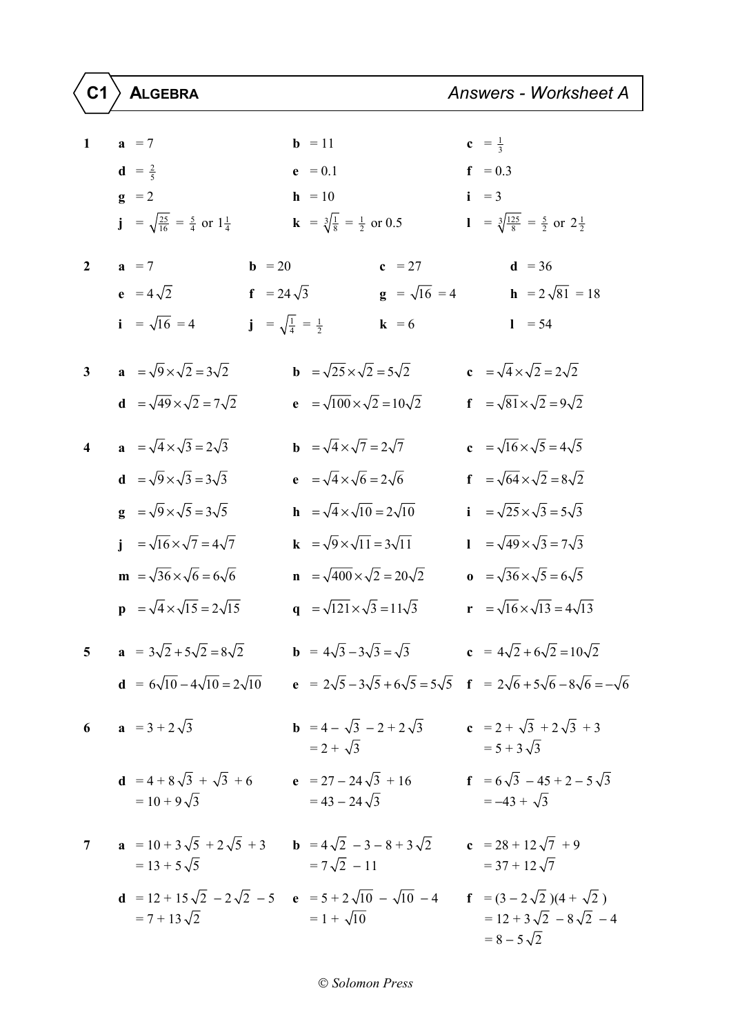# C1 ALGEBRA — Answers - Worksheet A

**1**
**a** $= 7$ **b** $= 11$ **c** $= \frac{1}{3}$

**d** $= \frac{2}{5}$ **e** $= 0.1$ **f** $= 0.3$

**g** $= 2$ **h** $= 10$ **i** $= 3$

**j** $= \sqrt{\frac{25}{16}} = \frac{5}{4}$ or $1\frac{1}{4}$ **k** $= \sqrt[3]{\frac{1}{8}} = \frac{1}{2}$ or $0.5$ **l** $= \sqrt[3]{\frac{125}{8}} = \frac{5}{2}$ or $2\frac{1}{2}$

**2**
**a** $= 7$ **b** $= 20$ **c** $= 27$ **d** $= 36$

**e** $= 4\sqrt{2}$ **f** $= 24\sqrt{3}$ **g** $= \sqrt{16} = 4$ **h** $= 2\sqrt{81} = 18$

**i** $= \sqrt{16} = 4$ **j** $= \sqrt{\frac{1}{4}} = \frac{1}{2}$ **k** $= 6$ **l** $= 54$

**3**
**a** $= \sqrt{9}\times\sqrt{2} = 3\sqrt{2}$ **b** $= \sqrt{25}\times\sqrt{2} = 5\sqrt{2}$ **c** $= \sqrt{4}\times\sqrt{2} = 2\sqrt{2}$

**d** $= \sqrt{49}\times\sqrt{2} = 7\sqrt{2}$ **e** $= \sqrt{100}\times\sqrt{2} = 10\sqrt{2}$ **f** $= \sqrt{81}\times\sqrt{2} = 9\sqrt{2}$

**4**
**a** $= \sqrt{4}\times\sqrt{3} = 2\sqrt{3}$ **b** $= \sqrt{4}\times\sqrt{7} = 2\sqrt{7}$ **c** $= \sqrt{16}\times\sqrt{5} = 4\sqrt{5}$

**d** $= \sqrt{9}\times\sqrt{3} = 3\sqrt{3}$ **e** $= \sqrt{4}\times\sqrt{6} = 2\sqrt{6}$ **f** $= \sqrt{64}\times\sqrt{2} = 8\sqrt{2}$

**g** $= \sqrt{9}\times\sqrt{5} = 3\sqrt{5}$ **h** $= \sqrt{4}\times\sqrt{10} = 2\sqrt{10}$ **i** $= \sqrt{25}\times\sqrt{3} = 5\sqrt{3}$

**j** $= \sqrt{16}\times\sqrt{7} = 4\sqrt{7}$ **k** $= \sqrt{9}\times\sqrt{11} = 3\sqrt{11}$ **l** $= \sqrt{49}\times\sqrt{3} = 7\sqrt{3}$

**m** $= \sqrt{36}\times\sqrt{6} = 6\sqrt{6}$ **n** $= \sqrt{400}\times\sqrt{2} = 20\sqrt{2}$ **o** $= \sqrt{36}\times\sqrt{5} = 6\sqrt{5}$

**p** $= \sqrt{4}\times\sqrt{15} = 2\sqrt{15}$ **q** $= \sqrt{121}\times\sqrt{3} = 11\sqrt{3}$ **r** $= \sqrt{16}\times\sqrt{13} = 4\sqrt{13}$

**5**
**a** $= 3\sqrt{2} + 5\sqrt{2} = 8\sqrt{2}$ **b** $= 4\sqrt{3} - 3\sqrt{3} = \sqrt{3}$ **c** $= 4\sqrt{2} + 6\sqrt{2} = 10\sqrt{2}$

**d** $= 6\sqrt{10} - 4\sqrt{10} = 2\sqrt{10}$ **e** $= 2\sqrt{5} - 3\sqrt{5} + 6\sqrt{5} = 5\sqrt{5}$ **f** $= 2\sqrt{6} + 5\sqrt{6} - 8\sqrt{6} = -\sqrt{6}$

**6**
**a** $= 3 + 2\sqrt{3}$

**b** $= 4 - \sqrt{3} - 2 + 2\sqrt{3}$
$= 2 + \sqrt{3}$

**c** $= 2 + \sqrt{3} + 2\sqrt{3} + 3$
$= 5 + 3\sqrt{3}$

**d** $= 4 + 8\sqrt{3} + \sqrt{3} + 6$
$= 10 + 9\sqrt{3}$

**e** $= 27 - 24\sqrt{3} + 16$
$= 43 - 24\sqrt{3}$

**f** $= 6\sqrt{3} - 45 + 2 - 5\sqrt{3}$
$= -43 + \sqrt{3}$

**7**
**a** $= 10 + 3\sqrt{5} + 2\sqrt{5} + 3$
$= 13 + 5\sqrt{5}$

**b** $= 4\sqrt{2} - 3 - 8 + 3\sqrt{2}$
$= 7\sqrt{2} - 11$

**c** $= 28 + 12\sqrt{7} + 9$
$= 37 + 12\sqrt{7}$

**d** $= 12 + 15\sqrt{2} - 2\sqrt{2} - 5$
$= 7 + 13\sqrt{2}$

**e** $= 5 + 2\sqrt{10} - \sqrt{10} - 4$
$= 1 + \sqrt{10}$

**f** $= (3 - 2\sqrt{2})(4 + \sqrt{2})$
$= 12 + 3\sqrt{2} - 8\sqrt{2} - 4$
$= 8 - 5\sqrt{2}$

© Solomon Press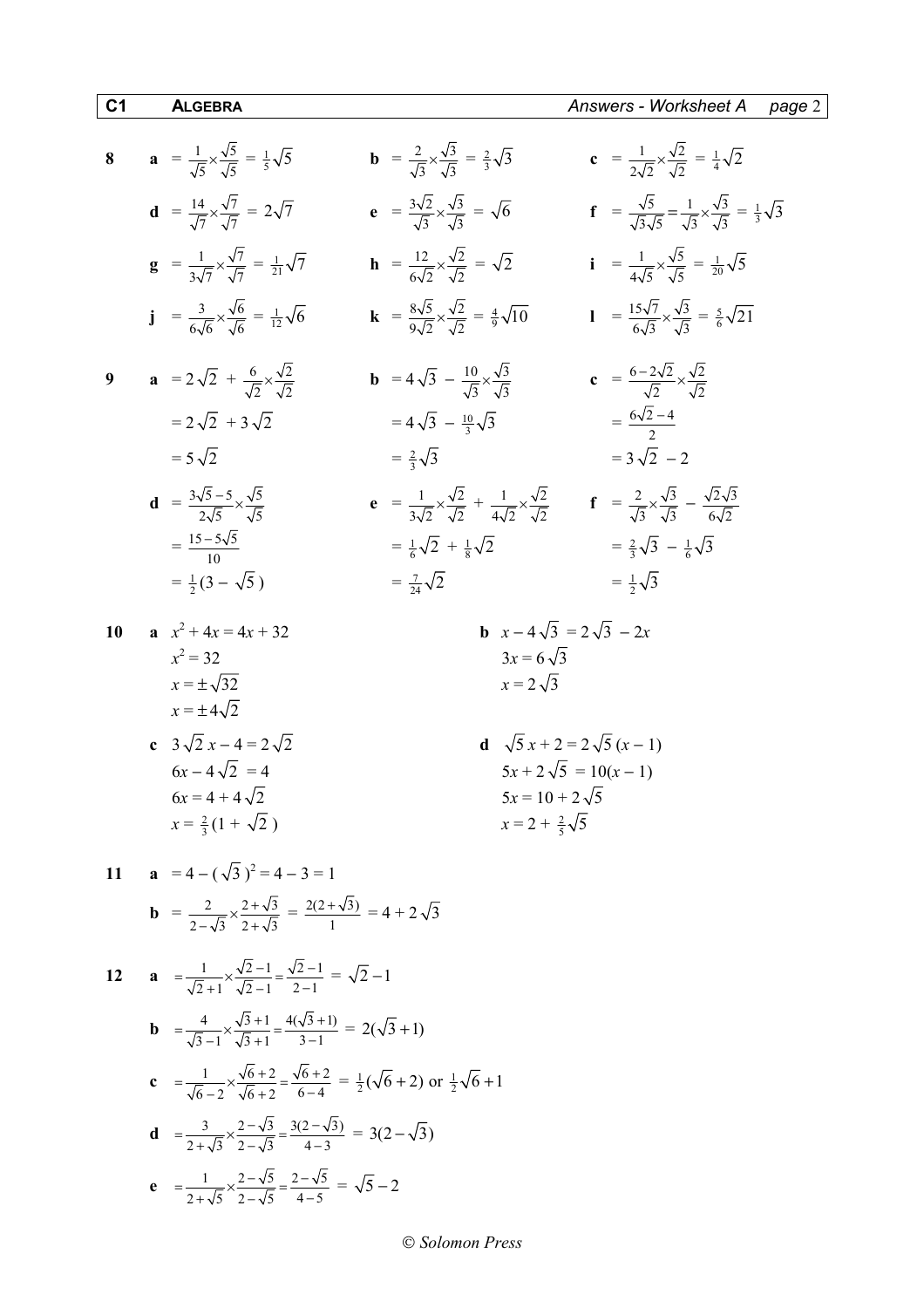**8**

**a** $= \frac{1}{\sqrt{5}} \times \frac{\sqrt{5}}{\sqrt{5}} = \frac{1}{5}\sqrt{5}$

**b** $= \frac{2}{\sqrt{3}} \times \frac{\sqrt{3}}{\sqrt{3}} = \frac{2}{3}\sqrt{3}$

**c** $= \frac{1}{2\sqrt{2}} \times \frac{\sqrt{2}}{\sqrt{2}} = \frac{1}{4}\sqrt{2}$

**d** $= \frac{14}{\sqrt{7}} \times \frac{\sqrt{7}}{\sqrt{7}} = 2\sqrt{7}$

**e** $= \frac{3\sqrt{2}}{\sqrt{3}} \times \frac{\sqrt{3}}{\sqrt{3}} = \sqrt{6}$

**f** $= \frac{\sqrt{5}}{\sqrt{3}\sqrt{5}} = \frac{1}{\sqrt{3}} \times \frac{\sqrt{3}}{\sqrt{3}} = \frac{1}{3}\sqrt{3}$

**g** $= \frac{1}{3\sqrt{7}} \times \frac{\sqrt{7}}{\sqrt{7}} = \frac{1}{21}\sqrt{7}$

**h** $= \frac{12}{6\sqrt{2}} \times \frac{\sqrt{2}}{\sqrt{2}} = \sqrt{2}$

**i** $= \frac{1}{4\sqrt{5}} \times \frac{\sqrt{5}}{\sqrt{5}} = \frac{1}{20}\sqrt{5}$

**j** $= \frac{3}{6\sqrt{6}} \times \frac{\sqrt{6}}{\sqrt{6}} = \frac{1}{12}\sqrt{6}$

**k** $= \frac{8\sqrt{5}}{9\sqrt{2}} \times \frac{\sqrt{2}}{\sqrt{2}} = \frac{4}{9}\sqrt{10}$

**l** $= \frac{15\sqrt{7}}{6\sqrt{3}} \times \frac{\sqrt{3}}{\sqrt{3}} = \frac{5}{6}\sqrt{21}$

**9**

**a** $= 2\sqrt{2} + \frac{6}{\sqrt{2}} \times \frac{\sqrt{2}}{\sqrt{2}}$
$= 2\sqrt{2} + 3\sqrt{2}$
$= 5\sqrt{2}$

**b** $= 4\sqrt{3} - \frac{10}{\sqrt{3}} \times \frac{\sqrt{3}}{\sqrt{3}}$
$= 4\sqrt{3} - \frac{10}{3}\sqrt{3}$
$= \frac{2}{3}\sqrt{3}$

**c** $= \frac{6 - 2\sqrt{2}}{\sqrt{2}} \times \frac{\sqrt{2}}{\sqrt{2}}$
$= \frac{6\sqrt{2} - 4}{2}$
$= 3\sqrt{2} - 2$

**d** $= \frac{3\sqrt{5} - 5}{2\sqrt{5}} \times \frac{\sqrt{5}}{\sqrt{5}}$
$= \frac{15 - 5\sqrt{5}}{10}$
$= \frac{1}{2}(3 - \sqrt{5})$

**e** $= \frac{1}{3\sqrt{2}} \times \frac{\sqrt{2}}{\sqrt{2}} + \frac{1}{4\sqrt{2}} \times \frac{\sqrt{2}}{\sqrt{2}}$
$= \frac{1}{6}\sqrt{2} + \frac{1}{8}\sqrt{2}$
$= \frac{7}{24}\sqrt{2}$

**f** $= \frac{2}{\sqrt{3}} \times \frac{\sqrt{3}}{\sqrt{3}} - \frac{\sqrt{2}\sqrt{3}}{6\sqrt{2}}$
$= \frac{2}{3}\sqrt{3} - \frac{1}{6}\sqrt{3}$
$= \frac{1}{2}\sqrt{3}$

**10**

**a** $x^2 + 4x = 4x + 32$
$x^2 = 32$
$x = \pm\sqrt{32}$
$x = \pm 4\sqrt{2}$

**b** $x - 4\sqrt{3} = 2\sqrt{3} - 2x$
$3x = 6\sqrt{3}$
$x = 2\sqrt{3}$

**c** $3\sqrt{2}\,x - 4 = 2\sqrt{2}$
$6x - 4\sqrt{2} = 4$
$6x = 4 + 4\sqrt{2}$
$x = \frac{2}{3}(1 + \sqrt{2})$

**d** $\sqrt{5}\,x + 2 = 2\sqrt{5}\,(x - 1)$
$5x + 2\sqrt{5} = 10(x - 1)$
$5x = 10 + 2\sqrt{5}$
$x = 2 + \frac{2}{5}\sqrt{5}$

**11**

**a** $= 4 - (\sqrt{3})^2 = 4 - 3 = 1$

**b** $= \frac{2}{2 - \sqrt{3}} \times \frac{2 + \sqrt{3}}{2 + \sqrt{3}} = \frac{2(2 + \sqrt{3})}{1} = 4 + 2\sqrt{3}$

**12**

**a** $= \frac{1}{\sqrt{2} + 1} \times \frac{\sqrt{2} - 1}{\sqrt{2} - 1} = \frac{\sqrt{2} - 1}{2 - 1} = \sqrt{2} - 1$

**b** $= \frac{4}{\sqrt{3} - 1} \times \frac{\sqrt{3} + 1}{\sqrt{3} + 1} = \frac{4(\sqrt{3} + 1)}{3 - 1} = 2(\sqrt{3} + 1)$

**c** $= \frac{1}{\sqrt{6} - 2} \times \frac{\sqrt{6} + 2}{\sqrt{6} + 2} = \frac{\sqrt{6} + 2}{6 - 4} = \frac{1}{2}(\sqrt{6} + 2)$ or $\frac{1}{2}\sqrt{6} + 1$

**d** $= \frac{3}{2 + \sqrt{3}} \times \frac{2 - \sqrt{3}}{2 - \sqrt{3}} = \frac{3(2 - \sqrt{3})}{4 - 3} = 3(2 - \sqrt{3})$

**e** $= \frac{1}{2 + \sqrt{5}} \times \frac{2 - \sqrt{5}}{2 - \sqrt{5}} = \frac{2 - \sqrt{5}}{4 - 5} = \sqrt{5} - 2$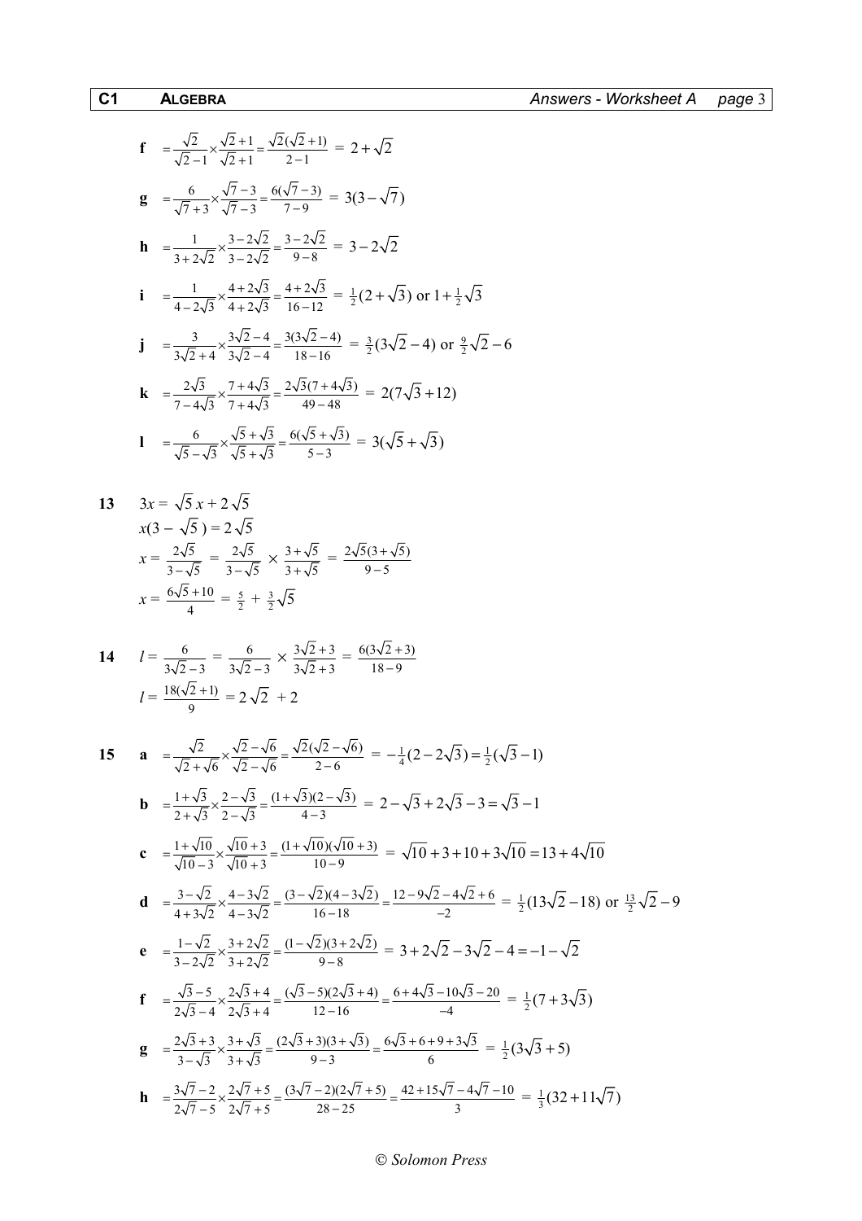**f** $= \frac{\sqrt{2}}{\sqrt{2}-1} \times \frac{\sqrt{2}+1}{\sqrt{2}+1} = \frac{\sqrt{2}(\sqrt{2}+1)}{2-1} = 2+\sqrt{2}$

**g** $= \frac{6}{\sqrt{7}+3} \times \frac{\sqrt{7}-3}{\sqrt{7}-3} = \frac{6(\sqrt{7}-3)}{7-9} = 3(3-\sqrt{7})$

**h** $= \frac{1}{3+2\sqrt{2}} \times \frac{3-2\sqrt{2}}{3-2\sqrt{2}} = \frac{3-2\sqrt{2}}{9-8} = 3-2\sqrt{2}$

**i** $= \frac{1}{4-2\sqrt{3}} \times \frac{4+2\sqrt{3}}{4+2\sqrt{3}} = \frac{4+2\sqrt{3}}{16-12} = \frac{1}{2}(2+\sqrt{3})$ or $1+\frac{1}{2}\sqrt{3}$

**j** $= \frac{3}{3\sqrt{2}+4} \times \frac{3\sqrt{2}-4}{3\sqrt{2}-4} = \frac{3(3\sqrt{2}-4)}{18-16} = \frac{3}{2}(3\sqrt{2}-4)$ or $\frac{9}{2}\sqrt{2}-6$

**k** $= \frac{2\sqrt{3}}{7-4\sqrt{3}} \times \frac{7+4\sqrt{3}}{7+4\sqrt{3}} = \frac{2\sqrt{3}(7+4\sqrt{3})}{49-48} = 2(7\sqrt{3}+12)$

**l** $= \frac{6}{\sqrt{5}-\sqrt{3}} \times \frac{\sqrt{5}+\sqrt{3}}{\sqrt{5}+\sqrt{3}} = \frac{6(\sqrt{5}+\sqrt{3})}{5-3} = 3(\sqrt{5}+\sqrt{3})$

**13** $3x = \sqrt{5}\,x + 2\sqrt{5}$

$x(3-\sqrt{5}) = 2\sqrt{5}$

$x = \frac{2\sqrt{5}}{3-\sqrt{5}} = \frac{2\sqrt{5}}{3-\sqrt{5}} \times \frac{3+\sqrt{5}}{3+\sqrt{5}} = \frac{2\sqrt{5}(3+\sqrt{5})}{9-5}$

$x = \frac{6\sqrt{5}+10}{4} = \frac{5}{2} + \frac{3}{2}\sqrt{5}$

**14** $l = \frac{6}{3\sqrt{2}-3} = \frac{6}{3\sqrt{2}-3} \times \frac{3\sqrt{2}+3}{3\sqrt{2}+3} = \frac{6(3\sqrt{2}+3)}{18-9}$

$l = \frac{18(\sqrt{2}+1)}{9} = 2\sqrt{2} + 2$

**15**

**a** $= \frac{\sqrt{2}}{\sqrt{2}+\sqrt{6}} \times \frac{\sqrt{2}-\sqrt{6}}{\sqrt{2}-\sqrt{6}} = \frac{\sqrt{2}(\sqrt{2}-\sqrt{6})}{2-6} = -\frac{1}{4}(2-2\sqrt{3}) = \frac{1}{2}(\sqrt{3}-1)$

**b** $= \frac{1+\sqrt{3}}{2+\sqrt{3}} \times \frac{2-\sqrt{3}}{2-\sqrt{3}} = \frac{(1+\sqrt{3})(2-\sqrt{3})}{4-3} = 2-\sqrt{3}+2\sqrt{3}-3 = \sqrt{3}-1$

**c** $= \frac{1+\sqrt{10}}{\sqrt{10}-3} \times \frac{\sqrt{10}+3}{\sqrt{10}+3} = \frac{(1+\sqrt{10})(\sqrt{10}+3)}{10-9} = \sqrt{10}+3+10+3\sqrt{10} = 13+4\sqrt{10}$

**d** $= \frac{3-\sqrt{2}}{4+3\sqrt{2}} \times \frac{4-3\sqrt{2}}{4-3\sqrt{2}} = \frac{(3-\sqrt{2})(4-3\sqrt{2})}{16-18} = \frac{12-9\sqrt{2}-4\sqrt{2}+6}{-2} = \frac{1}{2}(13\sqrt{2}-18)$ or $\frac{13}{2}\sqrt{2}-9$

**e** $= \frac{1-\sqrt{2}}{3-2\sqrt{2}} \times \frac{3+2\sqrt{2}}{3+2\sqrt{2}} = \frac{(1-\sqrt{2})(3+2\sqrt{2})}{9-8} = 3+2\sqrt{2}-3\sqrt{2}-4 = -1-\sqrt{2}$

**f** $= \frac{\sqrt{3}-5}{2\sqrt{3}-4} \times \frac{2\sqrt{3}+4}{2\sqrt{3}+4} = \frac{(\sqrt{3}-5)(2\sqrt{3}+4)}{12-16} = \frac{6+4\sqrt{3}-10\sqrt{3}-20}{-4} = \frac{1}{2}(7+3\sqrt{3})$

**g** $= \frac{2\sqrt{3}+3}{3-\sqrt{3}} \times \frac{3+\sqrt{3}}{3+\sqrt{3}} = \frac{(2\sqrt{3}+3)(3+\sqrt{3})}{9-3} = \frac{6\sqrt{3}+6+9+3\sqrt{3}}{6} = \frac{1}{2}(3\sqrt{3}+5)$

**h** $= \frac{3\sqrt{7}-2}{2\sqrt{7}-5} \times \frac{2\sqrt{7}+5}{2\sqrt{7}+5} = \frac{(3\sqrt{7}-2)(2\sqrt{7}+5)}{28-25} = \frac{42+15\sqrt{7}-4\sqrt{7}-10}{3} = \frac{1}{3}(32+11\sqrt{7})$